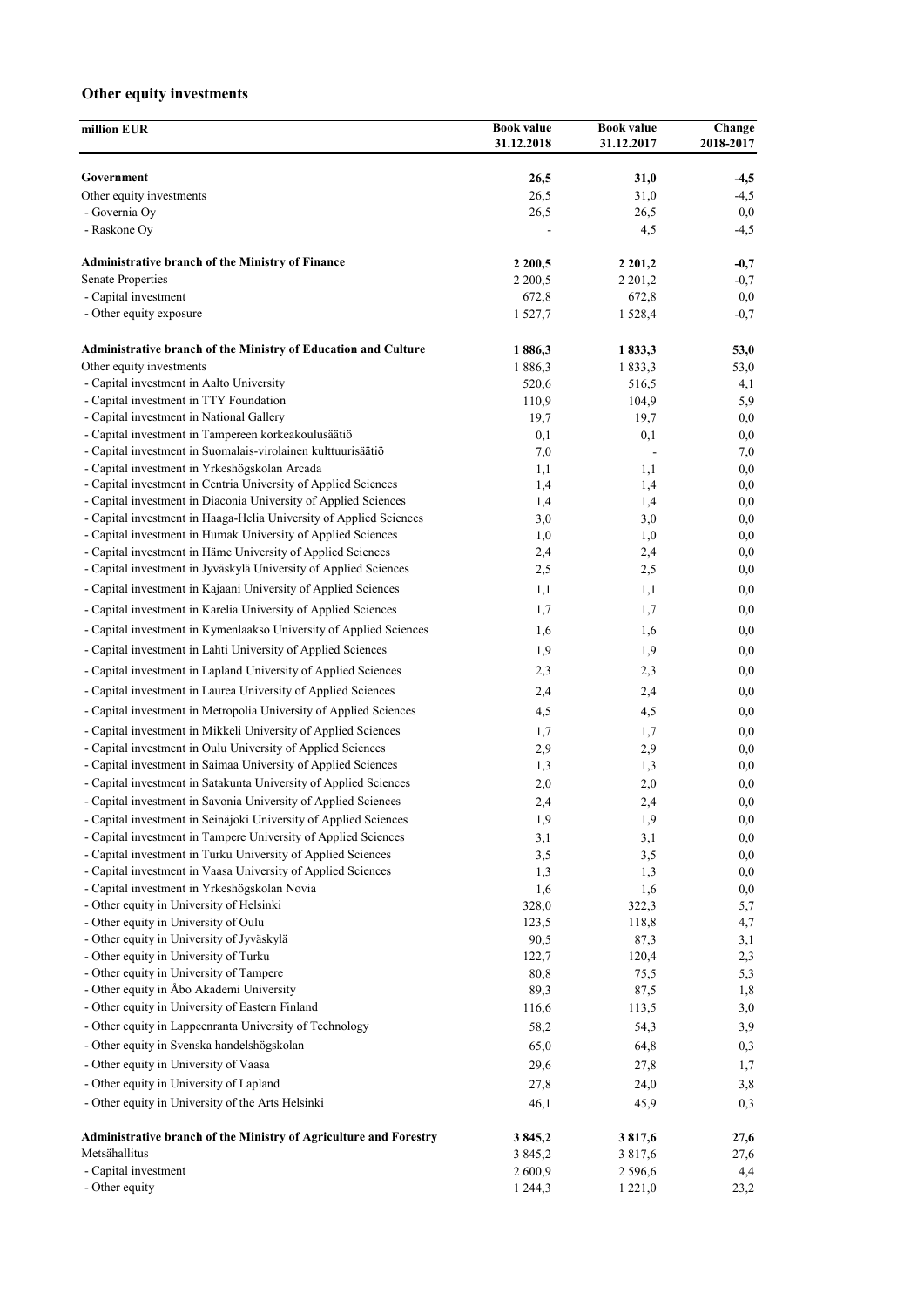## Other equity investments

| million EUR | Book value 31.12.2018 | Book value 31.12.2017 | Change 2018-2017 |
|---|---|---|---|
| **Government** | **26,5** | **31,0** | **-4,5** |
| Other equity investments | 26,5 | 31,0 | -4,5 |
| - Governia Oy | 26,5 | 26,5 | 0,0 |
| - Raskone Oy | - | 4,5 | -4,5 |
| **Administrative branch of the Ministry of Finance** | **2 200,5** | **2 201,2** | **-0,7** |
| Senate Properties | 2 200,5 | 2 201,2 | -0,7 |
| - Capital investment | 672,8 | 672,8 | 0,0 |
| - Other equity exposure | 1 527,7 | 1 528,4 | -0,7 |
| **Administrative branch of the Ministry of Education and Culture** | **1 886,3** | **1 833,3** | **53,0** |
| Other equity investments | 1 886,3 | 1 833,3 | 53,0 |
| - Capital investment in Aalto University | 520,6 | 516,5 | 4,1 |
| - Capital investment in TTY Foundation | 110,9 | 104,9 | 5,9 |
| - Capital investment in National Gallery | 19,7 | 19,7 | 0,0 |
| - Capital investment in Tampereen korkeakoulusäätiö | 0,1 | 0,1 | 0,0 |
| - Capital investment in Suomalais-virolainen kulttuurisäätiö | 7,0 | - | 7,0 |
| - Capital investment in Yrkeshögskolan Arcada | 1,1 | 1,1 | 0,0 |
| - Capital investment in Centria University of Applied Sciences | 1,4 | 1,4 | 0,0 |
| - Capital investment in Diaconia University of Applied Sciences | 1,4 | 1,4 | 0,0 |
| - Capital investment in Haaga-Helia University of Applied Sciences | 3,0 | 3,0 | 0,0 |
| - Capital investment in Humak University of Applied Sciences | 1,0 | 1,0 | 0,0 |
| - Capital investment in Häme University of Applied Sciences | 2,4 | 2,4 | 0,0 |
| - Capital investment in Jyväskylä University of Applied Sciences | 2,5 | 2,5 | 0,0 |
| - Capital investment in Kajaani University of Applied Sciences | 1,1 | 1,1 | 0,0 |
| - Capital investment in Karelia University of Applied Sciences | 1,7 | 1,7 | 0,0 |
| - Capital investment in Kymenlaakso University of Applied Sciences | 1,6 | 1,6 | 0,0 |
| - Capital investment in Lahti University of Applied Sciences | 1,9 | 1,9 | 0,0 |
| - Capital investment in Lapland University of Applied Sciences | 2,3 | 2,3 | 0,0 |
| - Capital investment in Laurea University of Applied Sciences | 2,4 | 2,4 | 0,0 |
| - Capital investment in Metropolia University of Applied Sciences | 4,5 | 4,5 | 0,0 |
| - Capital investment in Mikkeli University of Applied Sciences | 1,7 | 1,7 | 0,0 |
| - Capital investment in Oulu University of Applied Sciences | 2,9 | 2,9 | 0,0 |
| - Capital investment in Saimaa University of Applied Sciences | 1,3 | 1,3 | 0,0 |
| - Capital investment in Satakunta University of Applied Sciences | 2,0 | 2,0 | 0,0 |
| - Capital investment in Savonia University of Applied Sciences | 2,4 | 2,4 | 0,0 |
| - Capital investment in Seinäjoki University of Applied Sciences | 1,9 | 1,9 | 0,0 |
| - Capital investment in Tampere University of Applied Sciences | 3,1 | 3,1 | 0,0 |
| - Capital investment in Turku University of Applied Sciences | 3,5 | 3,5 | 0,0 |
| - Capital investment in Vaasa University of Applied Sciences | 1,3 | 1,3 | 0,0 |
| - Capital investment in Yrkeshögskolan Novia | 1,6 | 1,6 | 0,0 |
| - Other equity in University of Helsinki | 328,0 | 322,3 | 5,7 |
| - Other equity in University of Oulu | 123,5 | 118,8 | 4,7 |
| - Other equity in University of Jyväskylä | 90,5 | 87,3 | 3,1 |
| - Other equity in University of Turku | 122,7 | 120,4 | 2,3 |
| - Other equity in University of Tampere | 80,8 | 75,5 | 5,3 |
| - Other equity in Åbo Akademi University | 89,3 | 87,5 | 1,8 |
| - Other equity in University of Eastern Finland | 116,6 | 113,5 | 3,0 |
| - Other equity in Lappeenranta University of Technology | 58,2 | 54,3 | 3,9 |
| - Other equity in Svenska handelshögskolan | 65,0 | 64,8 | 0,3 |
| - Other equity in University of Vaasa | 29,6 | 27,8 | 1,7 |
| - Other equity in University of Lapland | 27,8 | 24,0 | 3,8 |
| - Other equity in University of the Arts Helsinki | 46,1 | 45,9 | 0,3 |
| **Administrative branch of the Ministry of Agriculture and Forestry** | **3 845,2** | **3 817,6** | **27,6** |
| Metsähallitus | 3 845,2 | 3 817,6 | 27,6 |
| - Capital investment | 2 600,9 | 2 596,6 | 4,4 |
| - Other equity | 1 244,3 | 1 221,0 | 23,2 |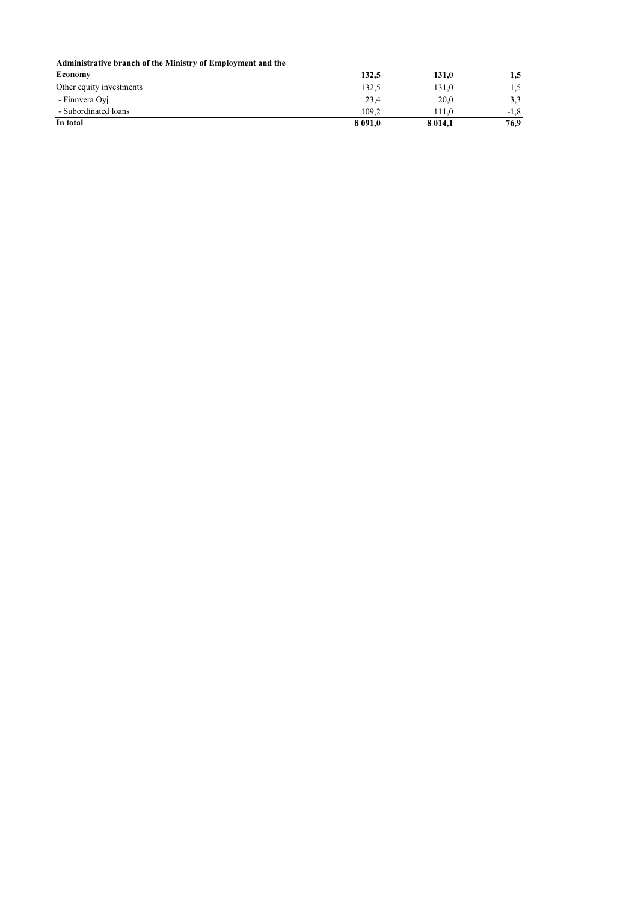| | | | |
|---|---|---|---|
| **Administrative branch of the Ministry of Employment and the Economy** | **132,5** | **131,0** | **1,5** |
| Other equity investments | 132,5 | 131,0 | 1,5 |
| - Finnvera Oyj | 23,4 | 20,0 | 3,3 |
| - Subordinated loans | 109,2 | 111,0 | -1,8 |
| **In total** | **8 091,0** | **8 014,1** | **76,9** |